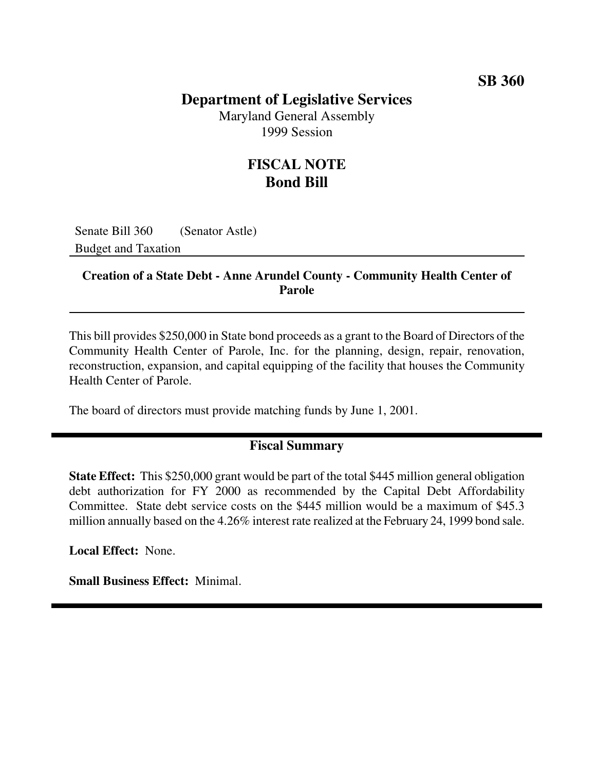**SB 360**

# Department of Legislative Services

Maryland General Assembly
1999 Session

## FISCAL NOTE
## Bond Bill

Senate Bill 360 (Senator Astle)
Budget and Taxation

**Creation of a State Debt - Anne Arundel County - Community Health Center of Parole**

This bill provides $250,000 in State bond proceeds as a grant to the Board of Directors of the Community Health Center of Parole, Inc. for the planning, design, repair, renovation, reconstruction, expansion, and capital equipping of the facility that houses the Community Health Center of Parole.

The board of directors must provide matching funds by June 1, 2001.

## Fiscal Summary

**State Effect:** This $250,000 grant would be part of the total $445 million general obligation debt authorization for FY 2000 as recommended by the Capital Debt Affordability Committee. State debt service costs on the $445 million would be a maximum of $45.3 million annually based on the 4.26% interest rate realized at the February 24, 1999 bond sale.

**Local Effect:** None.

**Small Business Effect:** Minimal.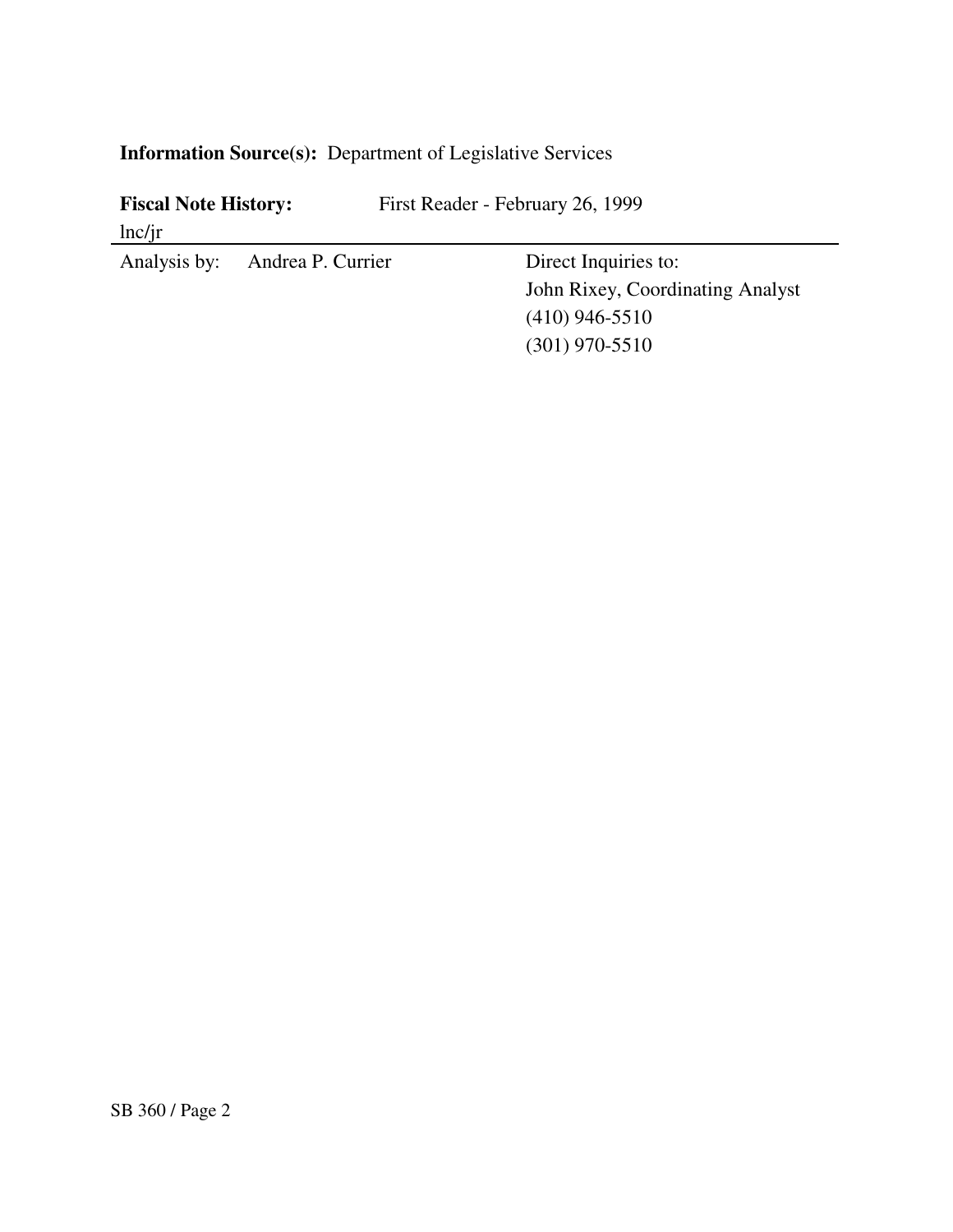**Information Source(s):** Department of Legislative Services

**Fiscal Note History:** First Reader - February 26, 1999

lnc/jr

---

Analysis by: Andrea P. Currier

Direct Inquiries to:
John Rixey, Coordinating Analyst
(410) 946-5510
(301) 970-5510